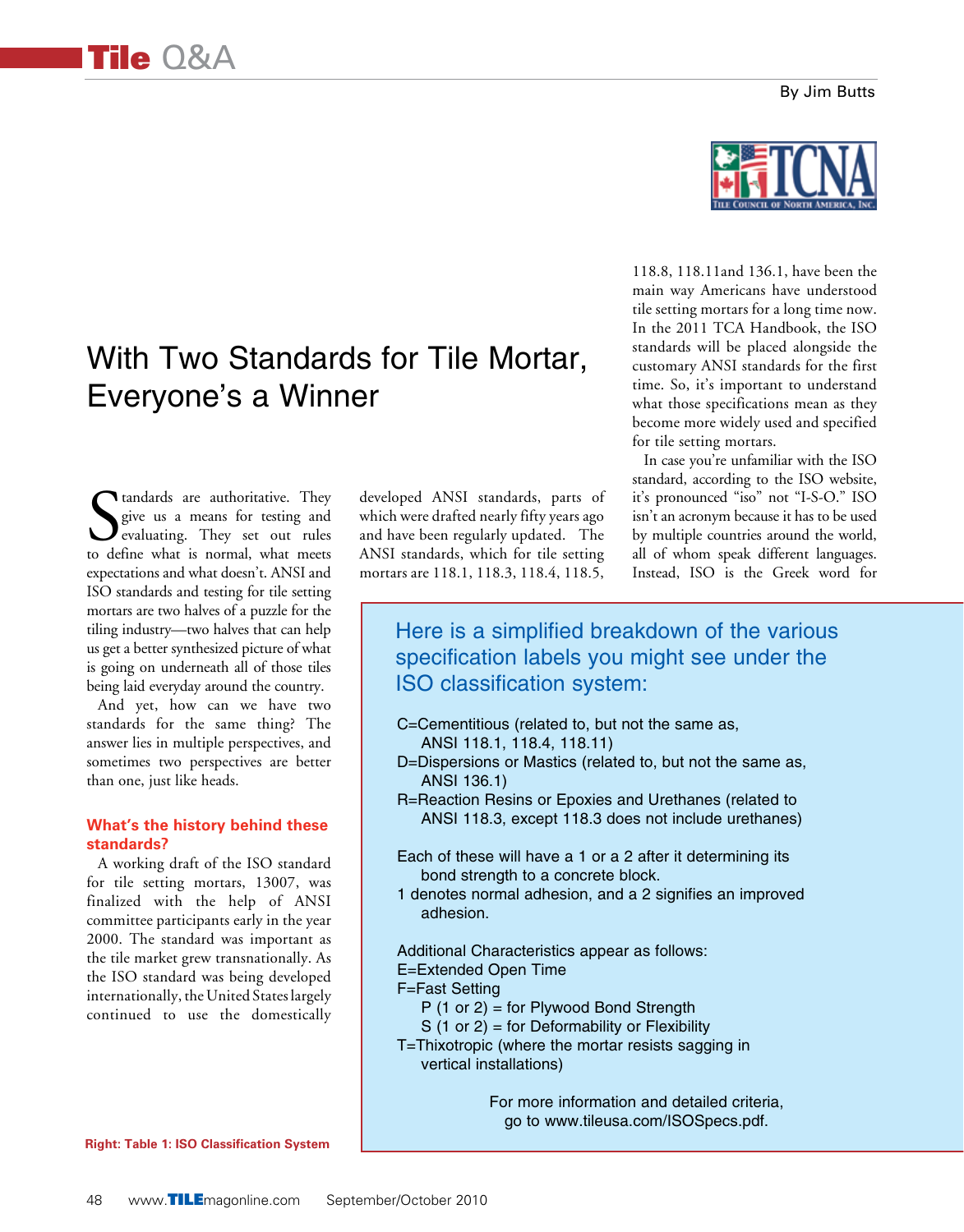By Jim Butts

# With Two Standards for Tile Mortar, Everyone's a Winner

Standards are authoritative. They give us a means for testing and evaluating. They set out rules to define what is normal, what meets expectations and what doesn't. ANSI and ISO standards and testing for tile setting mortars are two halves of a puzzle for the tiling industry—two halves that can help us get a better synthesized picture of what is going on underneath all of those tiles being laid everyday around the country.

And yet, how can we have two standards for the same thing? The answer lies in multiple perspectives, and sometimes two perspectives are better than one, just like heads.

### What's the history behind these standards?

A working draft of the ISO standard for tile setting mortars, 13007, was finalized with the help of ANSI committee participants early in the year 2000. The standard was important as the tile market grew transnationally. As the ISO standard was being developed internationally, the United States largely continued to use the domestically developed ANSI standards, parts of which were drafted nearly fifty years ago and have been regularly updated. The ANSI standards, which for tile setting mortars are 118.1, 118.3, 118.4, 118.5, 118.8, 118.11and 136.1, have been the main way Americans have understood tile setting mortars for a long time now. In the 2011 TCA Handbook, the ISO standards will be placed alongside the customary ANSI standards for the first time. So, it's important to understand what those specifications mean as they become more widely used and specified for tile setting mortars.

In case you're unfamiliar with the ISO standard, according to the ISO website, it's pronounced "iso" not "I-S-O." ISO isn't an acronym because it has to be used by multiple countries around the world, all of whom speak different languages. Instead, ISO is the Greek word for

---

**Here is a simplified breakdown of the various specification labels you might see under the ISO classification system:**

C=Cementitious (related to, but not the same as, ANSI 118.1, 118.4, 118.11)
D=Dispersions or Mastics (related to, but not the same as, ANSI 136.1)
R=Reaction Resins or Epoxies and Urethanes (related to ANSI 118.3, except 118.3 does not include urethanes)

Each of these will have a 1 or a 2 after it determining its bond strength to a concrete block.
1 denotes normal adhesion, and a 2 signifies an improved adhesion.

Additional Characteristics appear as follows:
E=Extended Open Time
F=Fast Setting
- P (1 or 2) = for Plywood Bond Strength
- S (1 or 2) = for Deformability or Flexibility

T=Thixotropic (where the mortar resists sagging in vertical installations)

For more information and detailed criteria, go to www.tileusa.com/ISOSpecs.pdf.

Right: Table 1: ISO Classification System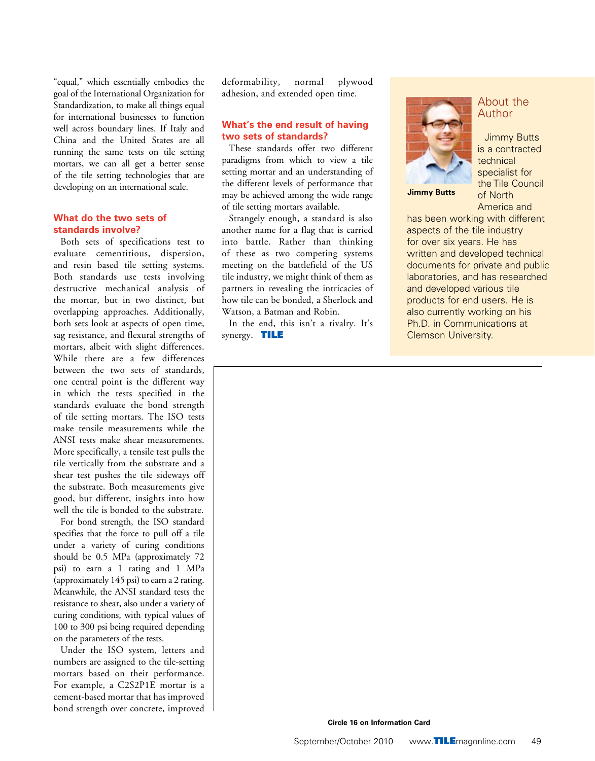"equal," which essentially embodies the goal of the International Organization for Standardization, to make all things equal for international businesses to function well across boundary lines. If Italy and China and the United States are all running the same tests on tile setting mortars, we can all get a better sense of the tile setting technologies that are developing on an international scale.

## What do the two sets of standards involve?

Both sets of specifications test to evaluate cementitious, dispersion, and resin based tile setting systems. Both standards use tests involving destructive mechanical analysis of the mortar, but in two distinct, but overlapping approaches. Additionally, both sets look at aspects of open time, sag resistance, and flexural strengths of mortars, albeit with slight differences. While there are a few differences between the two sets of standards, one central point is the different way in which the tests specified in the standards evaluate the bond strength of tile setting mortars. The ISO tests make tensile measurements while the ANSI tests make shear measurements. More specifically, a tensile test pulls the tile vertically from the substrate and a shear test pushes the tile sideways off the substrate. Both measurements give good, but different, insights into how well the tile is bonded to the substrate.

For bond strength, the ISO standard specifies that the force to pull off a tile under a variety of curing conditions should be 0.5 MPa (approximately 72 psi) to earn a 1 rating and 1 MPa (approximately 145 psi) to earn a 2 rating. Meanwhile, the ANSI standard tests the resistance to shear, also under a variety of curing conditions, with typical values of 100 to 300 psi being required depending on the parameters of the tests.

Under the ISO system, letters and numbers are assigned to the tile-setting mortars based on their performance. For example, a C2S2P1E mortar is a cement-based mortar that has improved bond strength over concrete, improved deformability, normal plywood adhesion, and extended open time.

## What's the end result of having two sets of standards?

These standards offer two different paradigms from which to view a tile setting mortar and an understanding of the different levels of performance that may be achieved among the wide range of tile setting mortars available.

Strangely enough, a standard is also another name for a flag that is carried into battle. Rather than thinking of these as two competing systems meeting on the battlefield of the US tile industry, we might think of them as partners in revealing the intricacies of how tile can be bonded, a Sherlock and Watson, a Batman and Robin.

In the end, this isn't a rivalry. It's synergy. **TILE**

## About the Author

Jimmy Butts

Jimmy Butts is a contracted technical specialist for the Tile Council of North America and has been working with different aspects of the tile industry for over six years. He has written and developed technical documents for private and public laboratories, and has researched and developed various tile products for end users. He is also currently working on his Ph.D. in Communications at Clemson University.

**Circle 16 on Information Card**